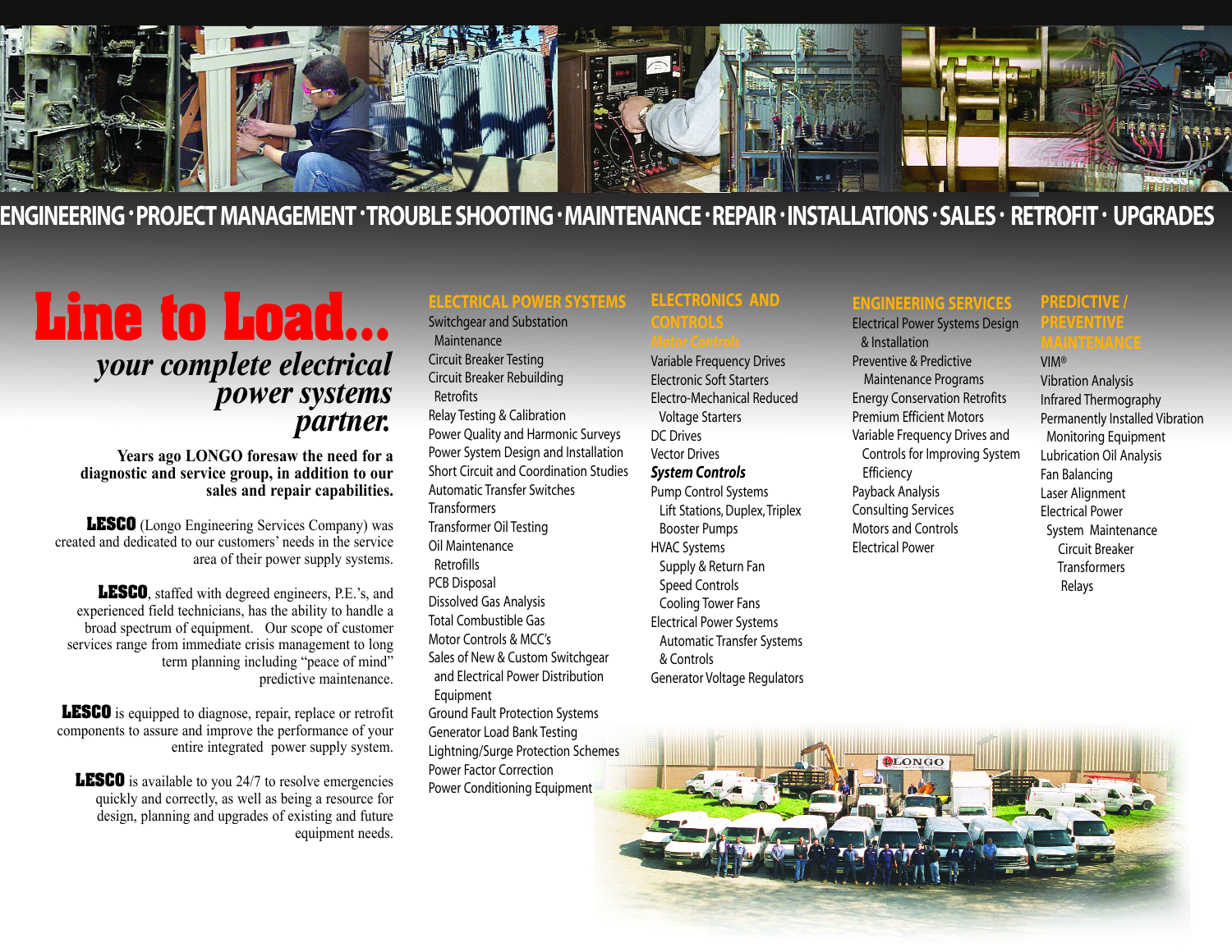ENGINEERING · PROJECT MANAGEMENT · TROUBLE SHOOTING · MAINTENANCE · REPAIR · INSTALLATIONS · SALES · RETROFIT · UPGRADES

# Line to Load...

*your complete electrical power systems partner.*

**Years ago LONGO foresaw the need for a diagnostic and service group, in addition to our sales and repair capabilities.**

**LESCO** (Longo Engineering Services Company) was created and dedicated to our customers' needs in the service area of their power supply systems.

**LESCO**, staffed with degreed engineers, P.E.'s, and experienced field technicians, has the ability to handle a broad spectrum of equipment. Our scope of customer services range from immediate crisis management to long term planning including "peace of mind" predictive maintenance.

**LESCO** is equipped to diagnose, repair, replace or retrofit components to assure and improve the performance of your entire integrated power supply system.

**LESCO** is available to you 24/7 to resolve emergencies quickly and correctly, as well as being a resource for design, planning and upgrades of existing and future equipment needs.

## ELECTRICAL POWER SYSTEMS

- Switchgear and Substation Maintenance
- Circuit Breaker Testing
- Circuit Breaker Rebuilding
  - Retrofits
- Relay Testing & Calibration
- Power Quality and Harmonic Surveys
- Power System Design and Installation
- Short Circuit and Coordination Studies
- Automatic Transfer Switches
- Transformers
- Transformer Oil Testing
- Oil Maintenance
  - Retrofills
- PCB Disposal
- Dissolved Gas Analysis
- Total Combustible Gas
- Motor Controls & MCC's
- Sales of New & Custom Switchgear and Electrical Power Distribution Equipment
- Ground Fault Protection Systems
- Generator Load Bank Testing
- Lightning/Surge Protection Schemes
- Power Factor Correction
- Power Conditioning Equipment

## ELECTRONICS AND CONTROLS

### *Motor Controls*

- Variable Frequency Drives
- Electronic Soft Starters
- Electro-Mechanical Reduced Voltage Starters
- DC Drives
- Vector Drives

### *System Controls*

- Pump Control Systems
  - Lift Stations, Duplex, Triplex
  - Booster Pumps
- HVAC Systems
  - Supply & Return Fan
  - Speed Controls
  - Cooling Tower Fans
- Electrical Power Systems
  - Automatic Transfer Systems & Controls
- Generator Voltage Regulators

## ENGINEERING SERVICES

- Electrical Power Systems Design & Installation
- Preventive & Predictive Maintenance Programs
- Energy Conservation Retrofits
- Premium Efficient Motors
- Variable Frequency Drives and Controls for Improving System Efficiency
- Payback Analysis
- Consulting Services
- Motors and Controls
- Electrical Power

## PREDICTIVE / PREVENTIVE MAINTENANCE

- VIM®
- Vibration Analysis
- Infrared Thermography
- Permanently Installed Vibration Monitoring Equipment
- Lubrication Oil Analysis
- Fan Balancing
- Laser Alignment
- Electrical Power System Maintenance
  - Circuit Breaker
  - Transformers
  - Relays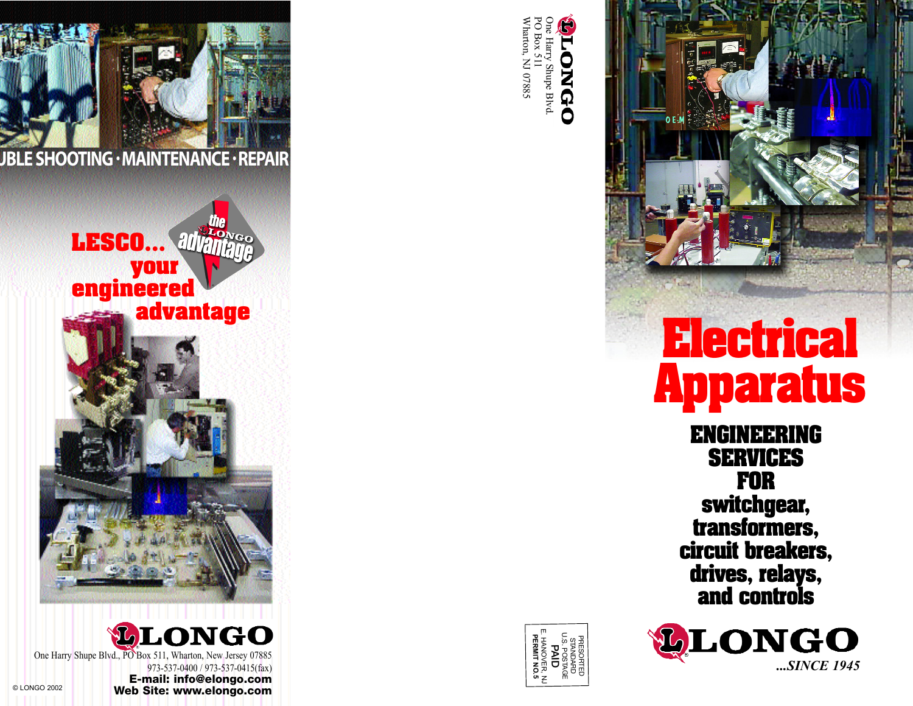UBLE SHOOTING · MAINTENANCE · REPAIR

LESCO... your engineered advantage

the LONGO advantage

LONGO

One Harry Shupe Blvd., PO Box 511, Wharton, New Jersey 07885

973-537-0400 / 973-537-0415(fax)

**E-mail: info@elongo.com**

**Web Site: www.elongo.com**

© LONGO 2002

LONGO

One Harry Shupe Blvd.

PO Box 511

Wharton, NJ 07885

PRESORTED STANDARD

U.S. POSTAGE

PAID

E. HANOVER, NJ

PERMIT NO.5

# Electrical Apparatus

## ENGINEERING SERVICES FOR switchgear, transformers, circuit breakers, drives, relays, and controls

LONGO

*...SINCE 1945*